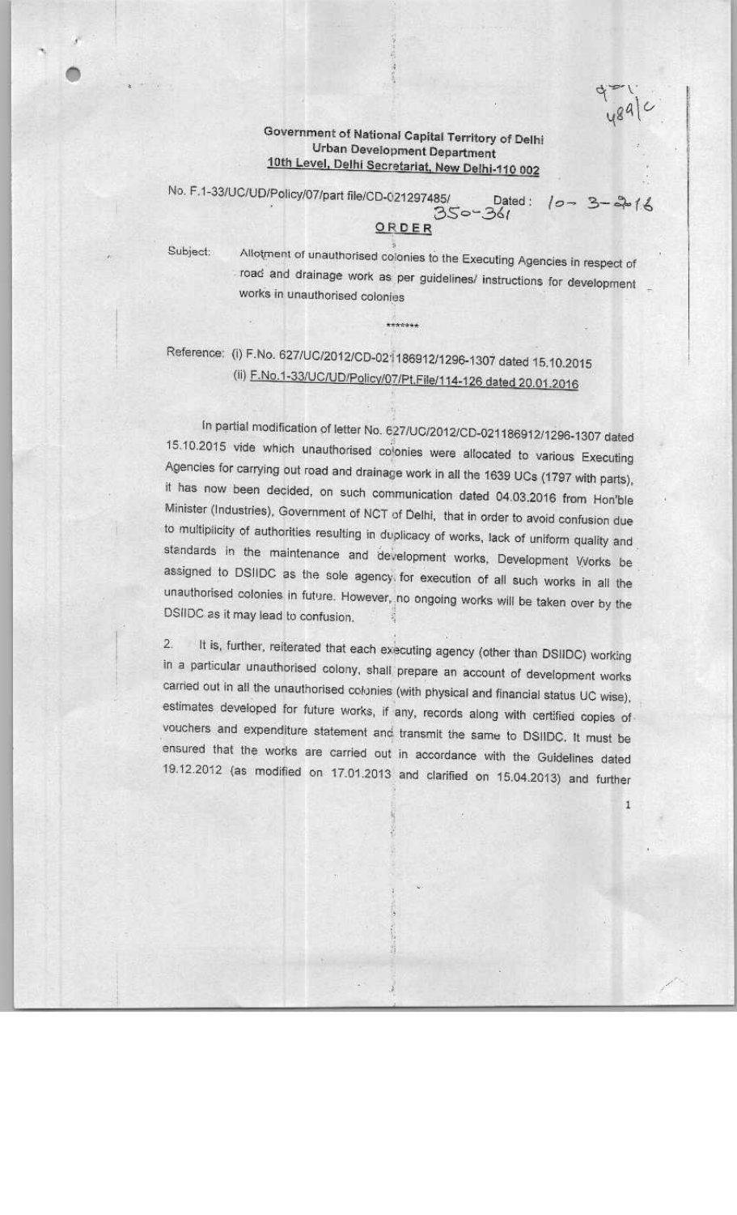**Government of National Capital Territory of Delhi**
**Urban Development Department**
**10th Level, Delhi Secretariat, New Delhi-110 002**

No. F.1-33/UC/UD/Policy/07/part file/CD-021297485/ 350-361 Dated : 10-3-2016

**ORDER**

Subject: Allotment of unauthorised colonies to the Executing Agencies in respect of road and drainage work as per guidelines/ instructions for development works in unauthorised colonies

\*\*\*\*\*\*\*

Reference: (i) F.No. 627/UC/2012/CD-021186912/1296-1307 dated 15.10.2015
(ii) F.No.1-33/UC/UD/Policy/07/Pt.File/114-126 dated 20.01.2016

In partial modification of letter No. 627/UC/2012/CD-021186912/1296-1307 dated 15.10.2015 vide which unauthorised colonies were allocated to various Executing Agencies for carrying out road and drainage work in all the 1639 UCs (1797 with parts), it has now been decided, on such communication dated 04.03.2016 from Hon'ble Minister (Industries), Government of NCT of Delhi, that in order to avoid confusion due to multiplicity of authorities resulting in duplicacy of works, lack of uniform quality and standards in the maintenance and development works, Development Works be assigned to DSIIDC as the sole agency for execution of all such works in all the unauthorised colonies in future. However, no ongoing works will be taken over by the DSIIDC as it may lead to confusion.

2. It is, further, reiterated that each executing agency (other than DSIIDC) working in a particular unauthorised colony, shall prepare an account of development works carried out in all the unauthorised colonies (with physical and financial status UC wise), estimates developed for future works, if any, records along with certified copies of vouchers and expenditure statement and transmit the same to DSIIDC. It must be ensured that the works are carried out in accordance with the Guidelines dated 19.12.2012 (as modified on 17.01.2013 and clarified on 15.04.2013) and further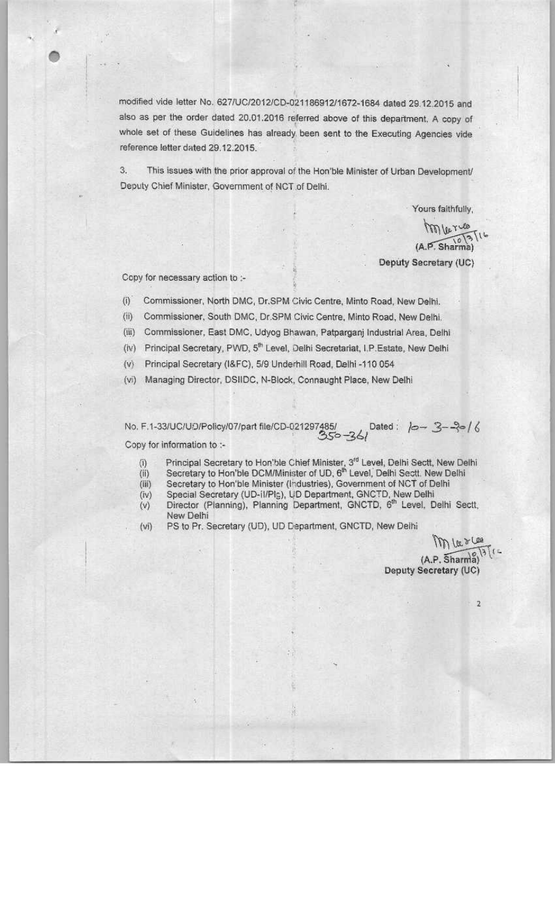modified vide letter No. 627/UC/2012/CD-021186912/1672-1684 dated 29.12.2015 and also as per the order dated 20.01.2016 referred above of this department. A copy of whole set of these Guidelines has already been sent to the Executing Agencies vide reference letter dated 29.12.2015.

3. This issues with the prior approval of the Hon'ble Minister of Urban Development/ Deputy Chief Minister, Government of NCT of Delhi.

Yours faithfully,

10/3/16

(A.P. Sharma)
**Deputy Secretary (UC)**

Copy for necessary action to :-

(i) Commissioner, North DMC, Dr.SPM Civic Centre, Minto Road, New Delhi.
(ii) Commissioner, South DMC, Dr.SPM Civic Centre, Minto Road, New Delhi.
(iii) Commissioner, East DMC, Udyog Bhawan, Patparganj Industrial Area, Delhi
(iv) Principal Secretary, PWD, 5th Level, Delhi Secretariat, I.P.Estate, New Delhi
(v) Principal Secretary (I&FC), 5/9 Underhill Road, Delhi -110 054
(vi) Managing Director, DSIIDC, N-Block, Connaught Place, New Delhi

No. F.1-33/UC/UD/Policy/07/part file/CD-021297485/ 350-361 Dated : 10-3-2016

Copy for information to :-

(i) Principal Secretary to Hon'ble Chief Minister, 3rd Level, Delhi Sectt, New Delhi
(ii) Secretary to Hon'ble DCM/Minister of UD, 6th Level, Delhi Sectt. New Delhi
(iii) Secretary to Hon'ble Minister (Industries), Government of NCT of Delhi
(iv) Special Secretary (UD-II/Plg), UD Department, GNCTD, New Delhi
(v) Director (Planning), Planning Department, GNCTD, 6th Level, Delhi Sectt, New Delhi
(vi) PS to Pr. Secretary (UD), UD Department, GNCTD, New Delhi

10/3/16

(A.P. Sharma)
**Deputy Secretary (UC)**